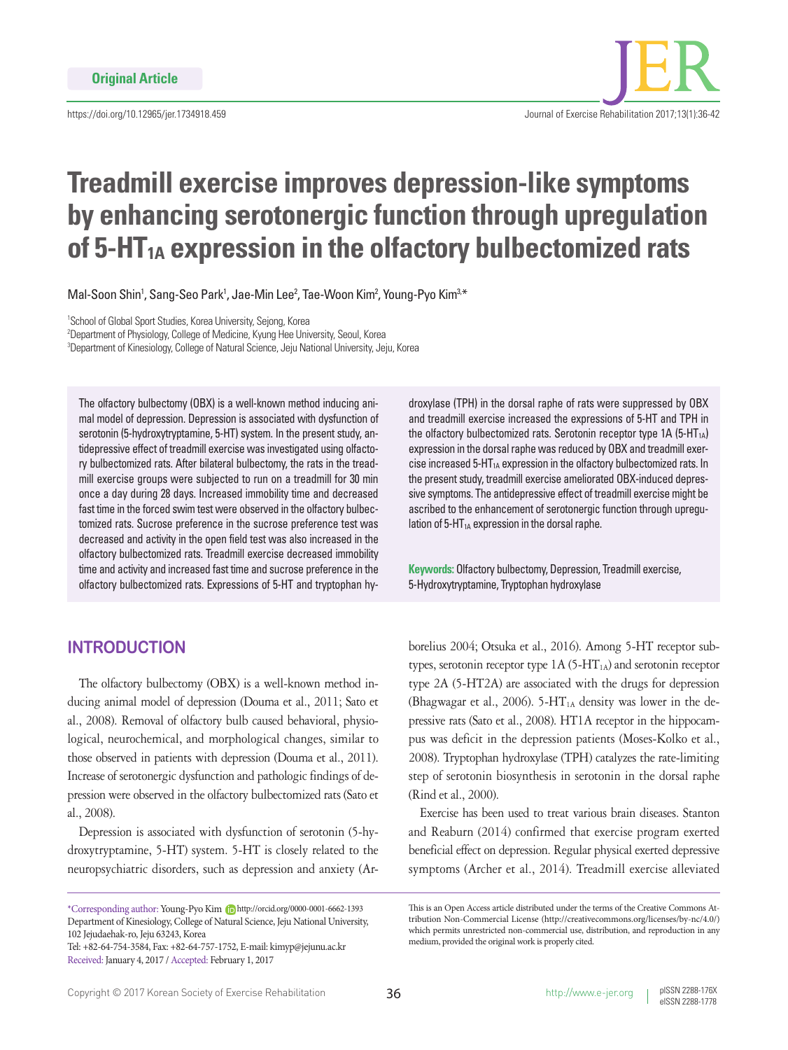Original Article

https://doi.org/10.12965/jer.1734918.459

# Treadmill exercise improves depression-like symptoms by enhancing serotonergic function through upregulation of 5-$HT_{1A}$ expression in the olfactory bulbectomized rats

Mal-Soon Shin[1], Sang-Seo Park[1], Jae-Min Lee[2], Tae-Woon Kim[2], Young-Pyo Kim[3,*]

[1]School of Global Sport Studies, Korea University, Sejong, Korea
[2]Department of Physiology, College of Medicine, Kyung Hee University, Seoul, Korea
[3]Department of Kinesiology, College of Natural Science, Jeju National University, Jeju, Korea

The olfactory bulbectomy (OBX) is a well-known method inducing animal model of depression. Depression is associated with dysfunction of serotonin (5-hydroxytryptamine, 5-HT) system. In the present study, antidepressive effect of treadmill exercise was investigated using olfactory bulbectomized rats. After bilateral bulbectomy, the rats in the treadmill exercise groups were subjected to run on a treadmill for 30 min once a day during 28 days. Increased immobility time and decreased fast time in the forced swim test were observed in the olfactory bulbectomized rats. Sucrose preference in the sucrose preference test was decreased and activity in the open field test was also increased in the olfactory bulbectomized rats. Treadmill exercise decreased immobility time and activity and increased fast time and sucrose preference in the olfactory bulbectomized rats. Expressions of 5-HT and tryptophan hydroxylase (TPH) in the dorsal raphe of rats were suppressed by OBX and treadmill exercise increased the expressions of 5-HT and TPH in the olfactory bulbectomized rats. Serotonin receptor type 1A (5-$HT_{1A}$) expression in the dorsal raphe was reduced by OBX and treadmill exercise increased 5-$HT_{1A}$ expression in the olfactory bulbectomized rats. In the present study, treadmill exercise ameliorated OBX-induced depressive symptoms. The antidepressive effect of treadmill exercise might be ascribed to the enhancement of serotonergic function through upregulation of 5-$HT_{1A}$ expression in the dorsal raphe.

**Keywords:** Olfactory bulbectomy, Depression, Treadmill exercise, 5-Hydroxytryptamine, Tryptophan hydroxylase

## INTRODUCTION

The olfactory bulbectomy (OBX) is a well-known method inducing animal model of depression (Douma et al., 2011; Sato et al., 2008). Removal of olfactory bulb caused behavioral, physiological, neurochemical, and morphological changes, similar to those observed in patients with depression (Douma et al., 2011). Increase of serotonergic dysfunction and pathologic findings of depression were observed in the olfactory bulbectomized rats (Sato et al., 2008).

Depression is associated with dysfunction of serotonin (5-hydroxytryptamine, 5-HT) system. 5-HT is closely related to the neuropsychiatric disorders, such as depression and anxiety (Arborelius 2004; Otsuka et al., 2016). Among 5-HT receptor subtypes, serotonin receptor type 1A (5-$HT_{1A}$) and serotonin receptor type 2A (5-HT2A) are associated with the drugs for depression (Bhagwagar et al., 2006). 5-$HT_{1A}$ density was lower in the depressive rats (Sato et al., 2008). HT1A receptor in the hippocampus was deficit in the depression patients (Moses-Kolko et al., 2008). Tryptophan hydroxylase (TPH) catalyzes the rate-limiting step of serotonin biosynthesis in serotonin in the dorsal raphe (Rind et al., 2000).

Exercise has been used to treat various brain diseases. Stanton and Reaburn (2014) confirmed that exercise program exerted beneficial effect on depression. Regular physical exerted depressive symptoms (Archer et al., 2014). Treadmill exercise alleviated

*Corresponding author: Young-Pyo Kim http://orcid.org/0000-0001-6662-1393
Department of Kinesiology, College of Natural Science, Jeju National University, 102 Jejudaehak-ro, Jeju 63243, Korea
Tel: +82-64-754-3584, Fax: +82-64-757-1752, E-mail: kimyp@jejunu.ac.kr
Received: January 4, 2017 / Accepted: February 1, 2017

This is an Open Access article distributed under the terms of the Creative Commons Attribution Non-Commercial License (http://creativecommons.org/licenses/by-nc/4.0/) which permits unrestricted non-commercial use, distribution, and reproduction in any medium, provided the original work is properly cited.

Copyright © 2017 Korean Society of Exercise Rehabilitation

http://www.e-jer.org pISSN 2288-176X eISSN 2288-1778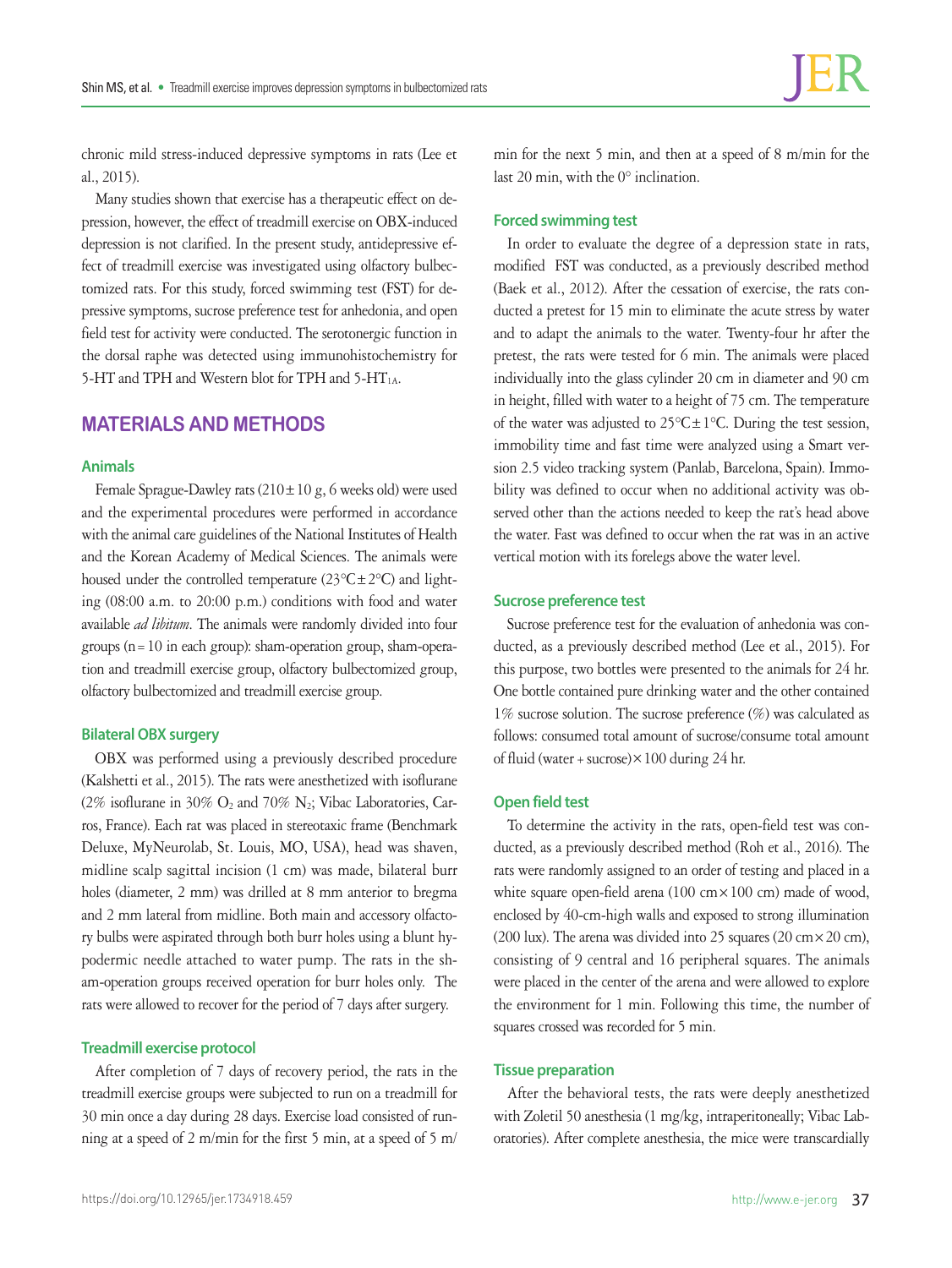chronic mild stress-induced depressive symptoms in rats (Lee et al., 2015).

Many studies shown that exercise has a therapeutic effect on depression, however, the effect of treadmill exercise on OBX-induced depression is not clarified. In the present study, antidepressive effect of treadmill exercise was investigated using olfactory bulbectomized rats. For this study, forced swimming test (FST) for depressive symptoms, sucrose preference test for anhedonia, and open field test for activity were conducted. The serotonergic function in the dorsal raphe was detected using immunohistochemistry for 5-HT and TPH and Western blot for TPH and $5\text{-HT}_{1A}$.

## MATERIALS AND METHODS

### Animals

Female Sprague-Dawley rats (210±10 g, 6 weeks old) were used and the experimental procedures were performed in accordance with the animal care guidelines of the National Institutes of Health and the Korean Academy of Medical Sciences. The animals were housed under the controlled temperature (23°C±2°C) and lighting (08:00 a.m. to 20:00 p.m.) conditions with food and water available *ad libitum*. The animals were randomly divided into four groups (n=10 in each group): sham-operation group, sham-operation and treadmill exercise group, olfactory bulbectomized group, olfactory bulbectomized and treadmill exercise group.

### Bilateral OBX surgery

OBX was performed using a previously described procedure (Kalshetti et al., 2015). The rats were anesthetized with isoflurane (2% isoflurane in 30% $O_2$ and 70% $N_2$; Vibac Laboratories, Carros, France). Each rat was placed in stereotaxic frame (Benchmark Deluxe, MyNeurolab, St. Louis, MO, USA), head was shaven, midline scalp sagittal incision (1 cm) was made, bilateral burr holes (diameter, 2 mm) was drilled at 8 mm anterior to bregma and 2 mm lateral from midline. Both main and accessory olfactory bulbs were aspirated through both burr holes using a blunt hypodermic needle attached to water pump. The rats in the sham-operation groups received operation for burr holes only. The rats were allowed to recover for the period of 7 days after surgery.

### Treadmill exercise protocol

After completion of 7 days of recovery period, the rats in the treadmill exercise groups were subjected to run on a treadmill for 30 min once a day during 28 days. Exercise load consisted of running at a speed of 2 m/min for the first 5 min, at a speed of 5 m/min for the next 5 min, and then at a speed of 8 m/min for the last 20 min, with the 0° inclination.

### Forced swimming test

In order to evaluate the degree of a depression state in rats, modified FST was conducted, as a previously described method (Baek et al., 2012). After the cessation of exercise, the rats conducted a pretest for 15 min to eliminate the acute stress by water and to adapt the animals to the water. Twenty-four hr after the pretest, the rats were tested for 6 min. The animals were placed individually into the glass cylinder 20 cm in diameter and 90 cm in height, filled with water to a height of 75 cm. The temperature of the water was adjusted to 25°C±1°C. During the test session, immobility time and fast time were analyzed using a Smart version 2.5 video tracking system (Panlab, Barcelona, Spain). Immobility was defined to occur when no additional activity was observed other than the actions needed to keep the rat's head above the water. Fast was defined to occur when the rat was in an active vertical motion with its forelegs above the water level.

### Sucrose preference test

Sucrose preference test for the evaluation of anhedonia was conducted, as a previously described method (Lee et al., 2015). For this purpose, two bottles were presented to the animals for 24 hr. One bottle contained pure drinking water and the other contained 1% sucrose solution. The sucrose preference (%) was calculated as follows: consumed total amount of sucrose/consume total amount of fluid (water+sucrose)×100 during 24 hr.

### Open field test

To determine the activity in the rats, open-field test was conducted, as a previously described method (Roh et al., 2016). The rats were randomly assigned to an order of testing and placed in a white square open-field arena (100 cm×100 cm) made of wood, enclosed by 40-cm-high walls and exposed to strong illumination (200 lux). The arena was divided into 25 squares (20 cm×20 cm), consisting of 9 central and 16 peripheral squares. The animals were placed in the center of the arena and were allowed to explore the environment for 1 min. Following this time, the number of squares crossed was recorded for 5 min.

### Tissue preparation

After the behavioral tests, the rats were deeply anesthetized with Zoletil 50 anesthesia (1 mg/kg, intraperitoneally; Vibac Laboratories). After complete anesthesia, the mice were transcardially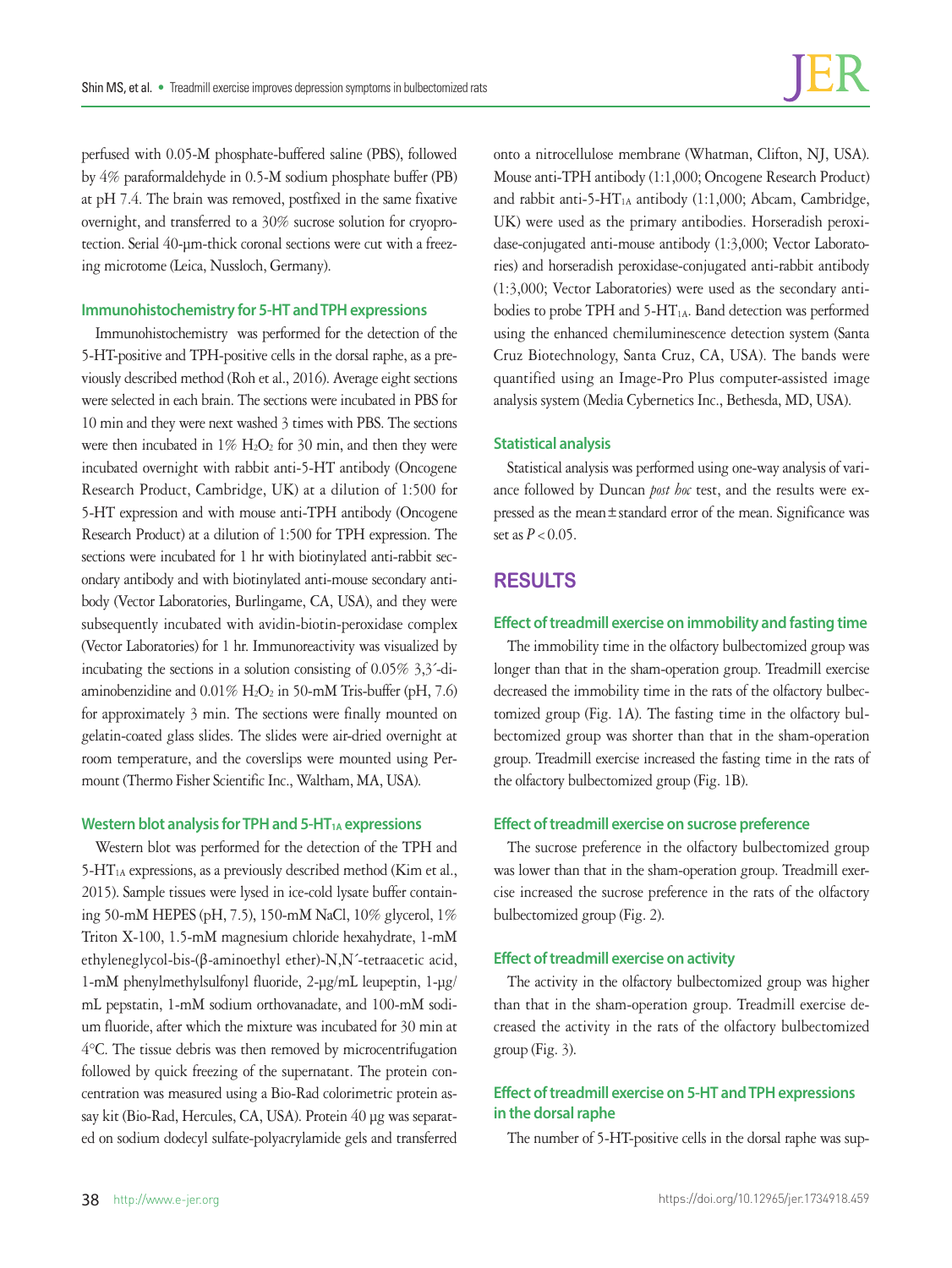perfused with 0.05-M phosphate-buffered saline (PBS), followed by 4% paraformaldehyde in 0.5-M sodium phosphate buffer (PB) at pH 7.4. The brain was removed, postfixed in the same fixative overnight, and transferred to a 30% sucrose solution for cryoprotection. Serial 40-μm-thick coronal sections were cut with a freezing microtome (Leica, Nussloch, Germany).

### Immunohistochemistry for 5-HT and TPH expressions

Immunohistochemistry was performed for the detection of the 5-HT-positive and TPH-positive cells in the dorsal raphe, as a previously described method (Roh et al., 2016). Average eight sections were selected in each brain. The sections were incubated in PBS for 10 min and they were next washed 3 times with PBS. The sections were then incubated in 1% $H_2O_2$ for 30 min, and then they were incubated overnight with rabbit anti-5-HT antibody (Oncogene Research Product, Cambridge, UK) at a dilution of 1:500 for 5-HT expression and with mouse anti-TPH antibody (Oncogene Research Product) at a dilution of 1:500 for TPH expression. The sections were incubated for 1 hr with biotinylated anti-rabbit secondary antibody and with biotinylated anti-mouse secondary antibody (Vector Laboratories, Burlingame, CA, USA), and they were subsequently incubated with avidin-biotin-peroxidase complex (Vector Laboratories) for 1 hr. Immunoreactivity was visualized by incubating the sections in a solution consisting of 0.05% 3,3′-diaminobenzidine and 0.01% $H_2O_2$ in 50-mM Tris-buffer (pH, 7.6) for approximately 3 min. The sections were finally mounted on gelatin-coated glass slides. The slides were air-dried overnight at room temperature, and the coverslips were mounted using Permount (Thermo Fisher Scientific Inc., Waltham, MA, USA).

### Western blot analysis for TPH and $5\text{-HT}_{1A}$ expressions

Western blot was performed for the detection of the TPH and $5\text{-HT}_{1A}$ expressions, as a previously described method (Kim et al., 2015). Sample tissues were lysed in ice-cold lysate buffer containing 50-mM HEPES (pH, 7.5), 150-mM NaCl, 10% glycerol, 1% Triton X-100, 1.5-mM magnesium chloride hexahydrate, 1-mM ethyleneglycol-bis-(β-aminoethyl ether)-N,N′-tetraacetic acid, 1-mM phenylmethylsulfonyl fluoride, 2-μg/mL leupeptin, 1-μg/mL pepstatin, 1-mM sodium orthovanadate, and 100-mM sodium fluoride, after which the mixture was incubated for 30 min at 4°C. The tissue debris was then removed by microcentrifugation followed by quick freezing of the supernatant. The protein concentration was measured using a Bio-Rad colorimetric protein assay kit (Bio-Rad, Hercules, CA, USA). Protein 40 μg was separated on sodium dodecyl sulfate-polyacrylamide gels and transferred onto a nitrocellulose membrane (Whatman, Clifton, NJ, USA). Mouse anti-TPH antibody (1:1,000; Oncogene Research Product) and rabbit anti-$5\text{-HT}_{1A}$ antibody (1:1,000; Abcam, Cambridge, UK) were used as the primary antibodies. Horseradish peroxidase-conjugated anti-mouse antibody (1:3,000; Vector Laboratories) and horseradish peroxidase-conjugated anti-rabbit antibody (1:3,000; Vector Laboratories) were used as the secondary antibodies to probe TPH and $5\text{-HT}_{1A}$. Band detection was performed using the enhanced chemiluminescence detection system (Santa Cruz Biotechnology, Santa Cruz, CA, USA). The bands were quantified using an Image-Pro Plus computer-assisted image analysis system (Media Cybernetics Inc., Bethesda, MD, USA).

### Statistical analysis

Statistical analysis was performed using one-way analysis of variance followed by Duncan *post hoc* test, and the results were expressed as the mean ± standard error of the mean. Significance was set as $P < 0.05$.

## RESULTS

### Effect of treadmill exercise on immobility and fasting time

The immobility time in the olfactory bulbectomized group was longer than that in the sham-operation group. Treadmill exercise decreased the immobility time in the rats of the olfactory bulbectomized group (Fig. 1A). The fasting time in the olfactory bulbectomized group was shorter than that in the sham-operation group. Treadmill exercise increased the fasting time in the rats of the olfactory bulbectomized group (Fig. 1B).

### Effect of treadmill exercise on sucrose preference

The sucrose preference in the olfactory bulbectomized group was lower than that in the sham-operation group. Treadmill exercise increased the sucrose preference in the rats of the olfactory bulbectomized group (Fig. 2).

### Effect of treadmill exercise on activity

The activity in the olfactory bulbectomized group was higher than that in the sham-operation group. Treadmill exercise decreased the activity in the rats of the olfactory bulbectomized group (Fig. 3).

### Effect of treadmill exercise on 5-HT and TPH expressions in the dorsal raphe

The number of 5-HT-positive cells in the dorsal raphe was sup-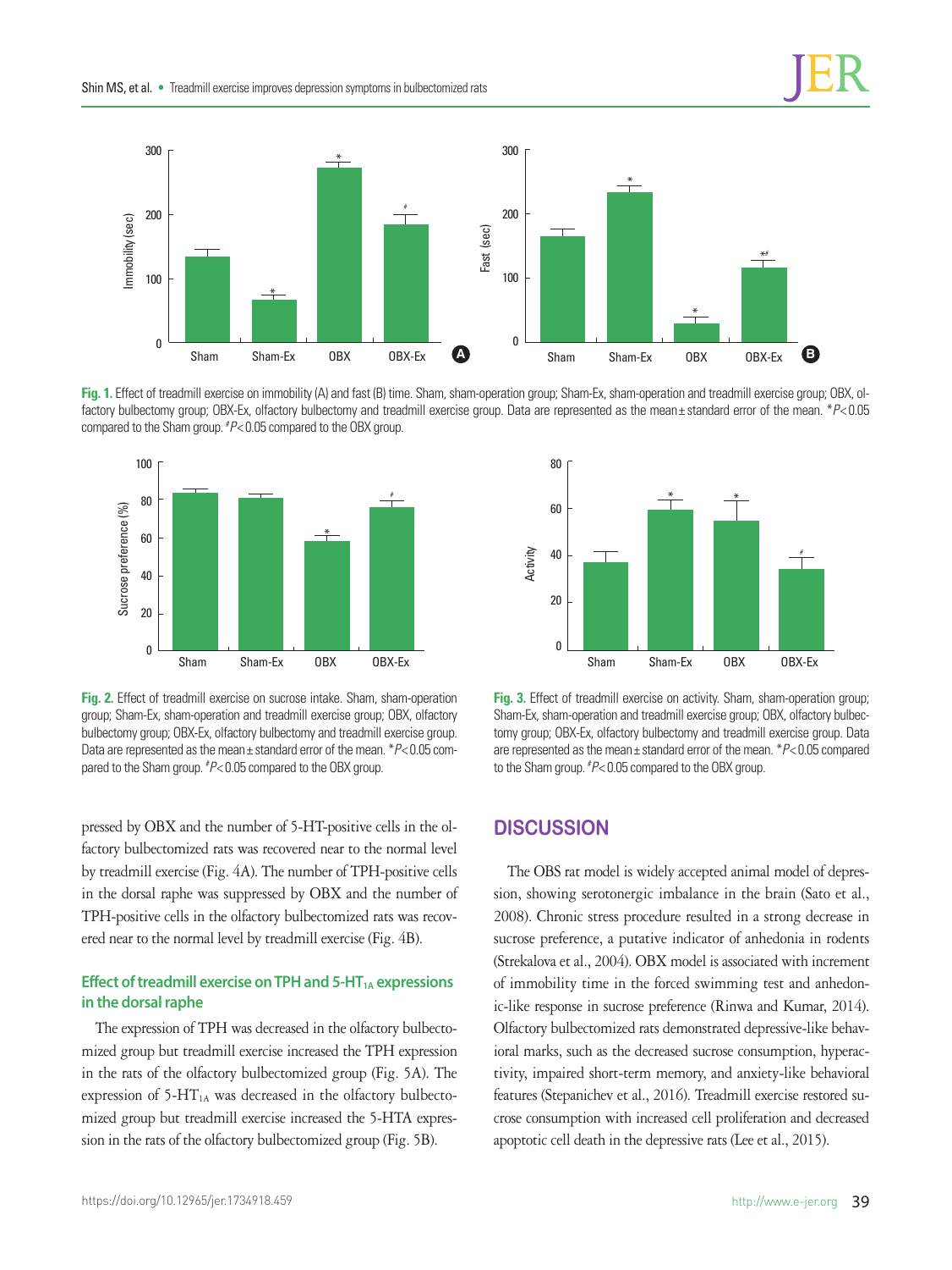Fig. 1. Effect of treadmill exercise on immobility (A) and fast (B) time. Sham, sham-operation group; Sham-Ex, sham-operation and treadmill exercise group; OBX, olfactory bulbectomy group; OBX-Ex, olfactory bulbectomy and treadmill exercise group. Data are represented as the mean ± standard error of the mean. *$P < 0.05$ compared to the Sham group. #$P < 0.05$ compared to the OBX group.

Fig. 2. Effect of treadmill exercise on sucrose intake. Sham, sham-operation group; Sham-Ex, sham-operation and treadmill exercise group; OBX, olfactory bulbectomy group; OBX-Ex, olfactory bulbectomy and treadmill exercise group. Data are represented as the mean ± standard error of the mean. *$P < 0.05$ compared to the Sham group. #$P < 0.05$ compared to the OBX group.

Fig. 3. Effect of treadmill exercise on activity. Sham, sham-operation group; Sham-Ex, sham-operation and treadmill exercise group; OBX, olfactory bulbectomy group; OBX-Ex, olfactory bulbectomy and treadmill exercise group. Data are represented as the mean ± standard error of the mean. *$P < 0.05$ compared to the Sham group. #$P < 0.05$ compared to the OBX group.

pressed by OBX and the number of 5-HT-positive cells in the olfactory bulbectomized rats was recovered near to the normal level by treadmill exercise (Fig. 4A). The number of TPH-positive cells in the dorsal raphe was suppressed by OBX and the number of TPH-positive cells in the olfactory bulbectomized rats was recovered near to the normal level by treadmill exercise (Fig. 4B).

### Effect of treadmill exercise on TPH and 5-$HT_{1A}$ expressions in the dorsal raphe

The expression of TPH was decreased in the olfactory bulbectomized group but treadmill exercise increased the TPH expression in the rats of the olfactory bulbectomized group (Fig. 5A). The expression of 5-$HT_{1A}$ was decreased in the olfactory bulbectomized group but treadmill exercise increased the 5-HTA expression in the rats of the olfactory bulbectomized group (Fig. 5B).

## DISCUSSION

The OBS rat model is widely accepted animal model of depression, showing serotonergic imbalance in the brain (Sato et al., 2008). Chronic stress procedure resulted in a strong decrease in sucrose preference, a putative indicator of anhedonia in rodents (Strekalova et al., 2004). OBX model is associated with increment of immobility time in the forced swimming test and anhedonic-like response in sucrose preference (Rinwa and Kumar, 2014). Olfactory bulbectomized rats demonstrated depressive-like behavioral marks, such as the decreased sucrose consumption, hyperactivity, impaired short-term memory, and anxiety-like behavioral features (Stepanichev et al., 2016). Treadmill exercise restored sucrose consumption with increased cell proliferation and decreased apoptotic cell death in the depressive rats (Lee et al., 2015).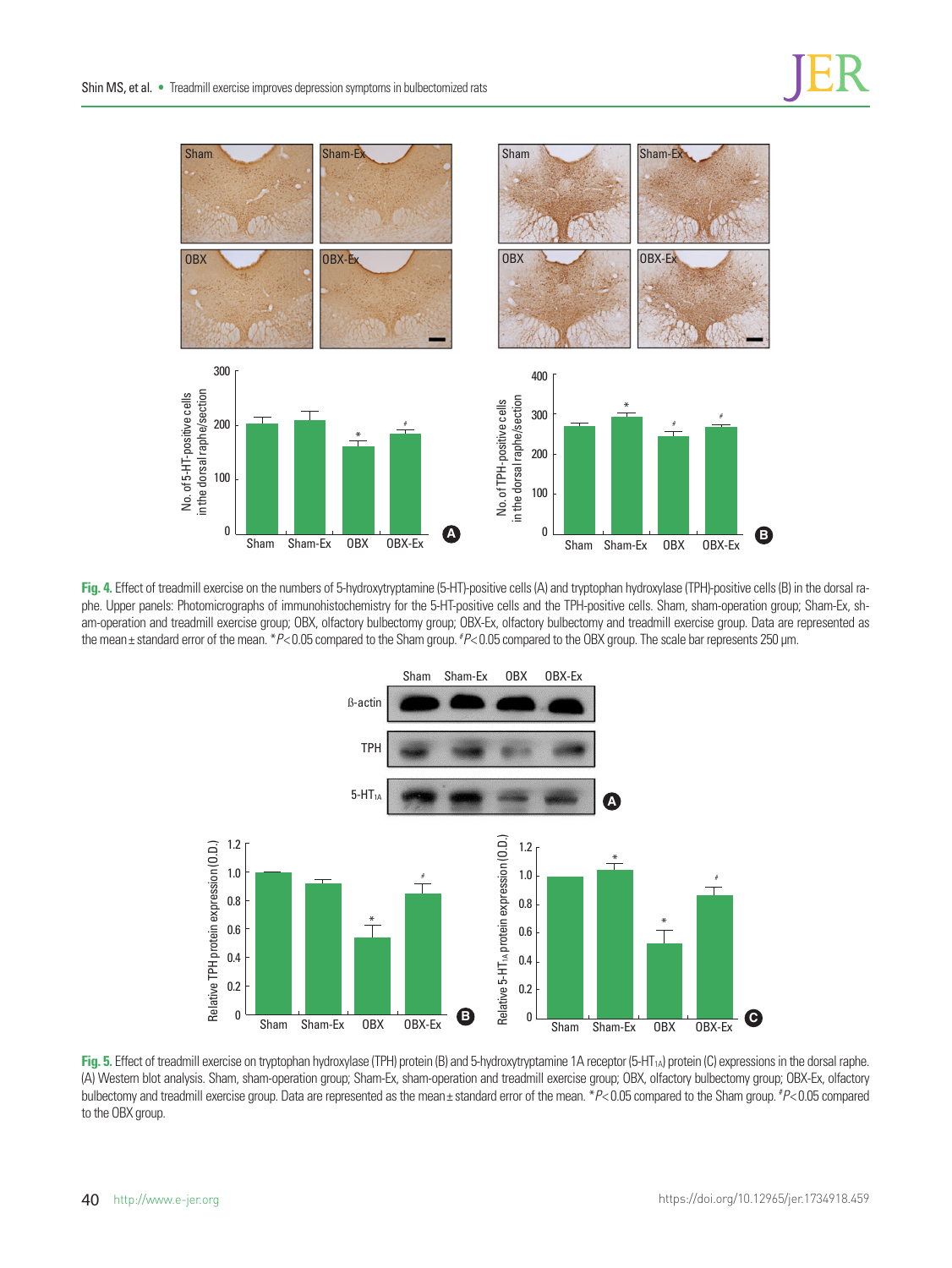**Fig. 4.** Effect of treadmill exercise on the numbers of 5-hydroxytryptamine (5-HT)-positive cells (A) and tryptophan hydroxylase (TPH)-positive cells (B) in the dorsal raphe. Upper panels: Photomicrographs of immunohistochemistry for the 5-HT-positive cells and the TPH-positive cells. Sham, sham-operation group; Sham-Ex, sham-operation and treadmill exercise group; OBX, olfactory bulbectomy group; OBX-Ex, olfactory bulbectomy and treadmill exercise group. Data are represented as the mean ± standard error of the mean. *$P<0.05$ compared to the Sham group. #$P<0.05$ compared to the OBX group. The scale bar represents 250 μm.

**Fig. 5.** Effect of treadmill exercise on tryptophan hydroxylase (TPH) protein (B) and 5-hydroxytryptamine 1A receptor ($5\text{-HT}_{1A}$) protein (C) expressions in the dorsal raphe. (A) Western blot analysis. Sham, sham-operation group; Sham-Ex, sham-operation and treadmill exercise group; OBX, olfactory bulbectomy group; OBX-Ex, olfactory bulbectomy and treadmill exercise group. Data are represented as the mean ± standard error of the mean. *$P<0.05$ compared to the Sham group. #$P<0.05$ compared to the OBX group.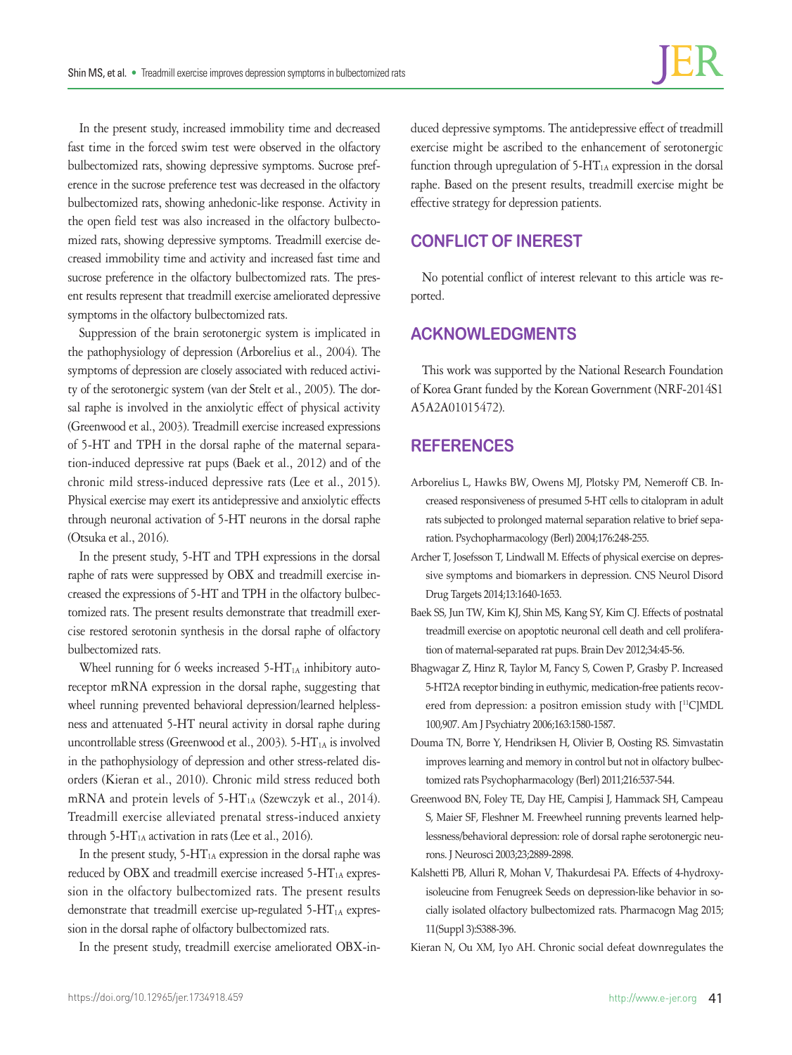In the present study, increased immobility time and decreased fast time in the forced swim test were observed in the olfactory bulbectomized rats, showing depressive symptoms. Sucrose preference in the sucrose preference test was decreased in the olfactory bulbectomized rats, showing anhedonic-like response. Activity in the open field test was also increased in the olfactory bulbectomized rats, showing depressive symptoms. Treadmill exercise decreased immobility time and activity and increased fast time and sucrose preference in the olfactory bulbectomized rats. The present results represent that treadmill exercise ameliorated depressive symptoms in the olfactory bulbectomized rats.

Suppression of the brain serotonergic system is implicated in the pathophysiology of depression (Arborelius et al., 2004). The symptoms of depression are closely associated with reduced activity of the serotonergic system (van der Stelt et al., 2005). The dorsal raphe is involved in the anxiolytic effect of physical activity (Greenwood et al., 2003). Treadmill exercise increased expressions of 5-HT and TPH in the dorsal raphe of the maternal separation-induced depressive rat pups (Baek et al., 2012) and of the chronic mild stress-induced depressive rats (Lee et al., 2015). Physical exercise may exert its antidepressive and anxiolytic effects through neuronal activation of 5-HT neurons in the dorsal raphe (Otsuka et al., 2016).

In the present study, 5-HT and TPH expressions in the dorsal raphe of rats were suppressed by OBX and treadmill exercise increased the expressions of 5-HT and TPH in the olfactory bulbectomized rats. The present results demonstrate that treadmill exercise restored serotonin synthesis in the dorsal raphe of olfactory bulbectomized rats.

Wheel running for 6 weeks increased 5-$HT_{1A}$ inhibitory autoreceptor mRNA expression in the dorsal raphe, suggesting that wheel running prevented behavioral depression/learned helplessness and attenuated 5-HT neural activity in dorsal raphe during uncontrollable stress (Greenwood et al., 2003). 5-$HT_{1A}$ is involved in the pathophysiology of depression and other stress-related disorders (Kieran et al., 2010). Chronic mild stress reduced both mRNA and protein levels of 5-$HT_{1A}$ (Szewczyk et al., 2014). Treadmill exercise alleviated prenatal stress-induced anxiety through 5-$HT_{1A}$ activation in rats (Lee et al., 2016).

In the present study, 5-$HT_{1A}$ expression in the dorsal raphe was reduced by OBX and treadmill exercise increased 5-$HT_{1A}$ expression in the olfactory bulbectomized rats. The present results demonstrate that treadmill exercise up-regulated 5-$HT_{1A}$ expression in the dorsal raphe of olfactory bulbectomized rats.

In the present study, treadmill exercise ameliorated OBX-induced depressive symptoms. The antidepressive effect of treadmill exercise might be ascribed to the enhancement of serotonergic function through upregulation of 5-$HT_{1A}$ expression in the dorsal raphe. Based on the present results, treadmill exercise might be effective strategy for depression patients.

## CONFLICT OF INEREST

No potential conflict of interest relevant to this article was reported.

## ACKNOWLEDGMENTS

This work was supported by the National Research Foundation of Korea Grant funded by the Korean Government (NRF-2014S1A5A2A01015472).

## REFERENCES

Arborelius L, Hawks BW, Owens MJ, Plotsky PM, Nemeroff CB. Increased responsiveness of presumed 5-HT cells to citalopram in adult rats subjected to prolonged maternal separation relative to brief separation. Psychopharmacology (Berl) 2004;176:248-255.

Archer T, Josefsson T, Lindwall M. Effects of physical exercise on depressive symptoms and biomarkers in depression. CNS Neurol Disord Drug Targets 2014;13:1640-1653.

Baek SS, Jun TW, Kim KJ, Shin MS, Kang SY, Kim CJ. Effects of postnatal treadmill exercise on apoptotic neuronal cell death and cell proliferation of maternal-separated rat pups. Brain Dev 2012;34:45-56.

Bhagwagar Z, Hinz R, Taylor M, Fancy S, Cowen P, Grasby P. Increased 5-HT2A receptor binding in euthymic, medication-free patients recovered from depression: a positron emission study with [$^{11}$C]MDL 100,907. Am J Psychiatry 2006;163:1580-1587.

Douma TN, Borre Y, Hendriksen H, Olivier B, Oosting RS. Simvastatin improves learning and memory in control but not in olfactory bulbectomized rats Psychopharmacology (Berl) 2011;216:537-544.

Greenwood BN, Foley TE, Day HE, Campisi J, Hammack SH, Campeau S, Maier SF, Fleshner M. Freewheel running prevents learned helplessness/behavioral depression: role of dorsal raphe serotonergic neurons. J Neurosci 2003;23;2889-2898.

Kalshetti PB, Alluri R, Mohan V, Thakurdesai PA. Effects of 4-hydroxyisoleucine from Fenugreek Seeds on depression-like behavior in socially isolated olfactory bulbectomized rats. Pharmacogn Mag 2015; 11(Suppl 3):S388-396.

Kieran N, Ou XM, Iyo AH. Chronic social defeat downregulates the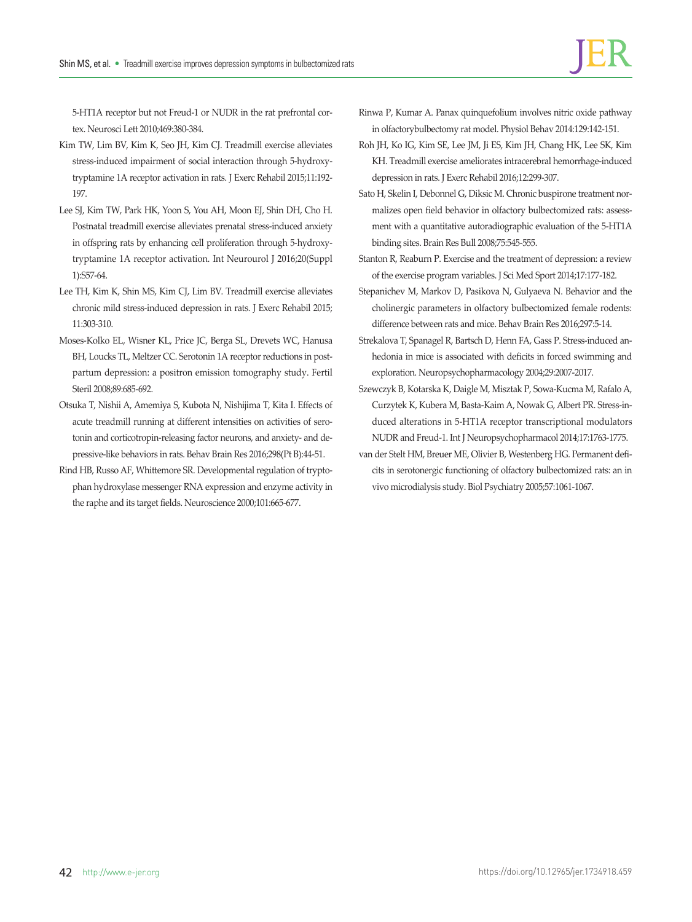5-HT1A receptor but not Freud-1 or NUDR in the rat prefrontal cortex. Neurosci Lett 2010;469:380-384.

Kim TW, Lim BV, Kim K, Seo JH, Kim CJ. Treadmill exercise alleviates stress-induced impairment of social interaction through 5-hydroxytryptamine 1A receptor activation in rats. J Exerc Rehabil 2015;11:192-197.

Lee SJ, Kim TW, Park HK, Yoon S, You AH, Moon EJ, Shin DH, Cho H. Postnatal treadmill exercise alleviates prenatal stress-induced anxiety in offspring rats by enhancing cell proliferation through 5-hydroxytryptamine 1A receptor activation. Int Neurourol J 2016;20(Suppl 1):S57-64.

Lee TH, Kim K, Shin MS, Kim CJ, Lim BV. Treadmill exercise alleviates chronic mild stress-induced depression in rats. J Exerc Rehabil 2015; 11:303-310.

Moses-Kolko EL, Wisner KL, Price JC, Berga SL, Drevets WC, Hanusa BH, Loucks TL, Meltzer CC. Serotonin 1A receptor reductions in postpartum depression: a positron emission tomography study. Fertil Steril 2008;89:685-692.

Otsuka T, Nishii A, Amemiya S, Kubota N, Nishijima T, Kita I. Effects of acute treadmill running at different intensities on activities of serotonin and corticotropin-releasing factor neurons, and anxiety- and depressive-like behaviors in rats. Behav Brain Res 2016;298(Pt B):44-51.

Rind HB, Russo AF, Whittemore SR. Developmental regulation of tryptophan hydroxylase messenger RNA expression and enzyme activity in the raphe and its target fields. Neuroscience 2000;101:665-677.

Rinwa P, Kumar A. Panax quinquefolium involves nitric oxide pathway in olfactorybulbectomy rat model. Physiol Behav 2014:129:142-151.

Roh JH, Ko IG, Kim SE, Lee JM, Ji ES, Kim JH, Chang HK, Lee SK, Kim KH. Treadmill exercise ameliorates intracerebral hemorrhage-induced depression in rats. J Exerc Rehabil 2016;12:299-307.

Sato H, Skelin I, Debonnel G, Diksic M. Chronic buspirone treatment normalizes open field behavior in olfactory bulbectomized rats: assessment with a quantitative autoradiographic evaluation of the 5-HT1A binding sites. Brain Res Bull 2008;75:545-555.

Stanton R, Reaburn P. Exercise and the treatment of depression: a review of the exercise program variables. J Sci Med Sport 2014;17:177-182.

Stepanichev M, Markov D, Pasikova N, Gulyaeva N. Behavior and the cholinergic parameters in olfactory bulbectomized female rodents: difference between rats and mice. Behav Brain Res 2016;297:5-14.

Strekalova T, Spanagel R, Bartsch D, Henn FA, Gass P. Stress-induced anhedonia in mice is associated with deficits in forced swimming and exploration. Neuropsychopharmacology 2004;29:2007-2017.

Szewczyk B, Kotarska K, Daigle M, Misztak P, Sowa-Kucma M, Rafalo A, Curzytek K, Kubera M, Basta-Kaim A, Nowak G, Albert PR. Stress-induced alterations in 5-HT1A receptor transcriptional modulators NUDR and Freud-1. Int J Neuropsychopharmacol 2014;17:1763-1775.

van der Stelt HM, Breuer ME, Olivier B, Westenberg HG. Permanent deficits in serotonergic functioning of olfactory bulbectomized rats: an in vivo microdialysis study. Biol Psychiatry 2005;57:1061-1067.